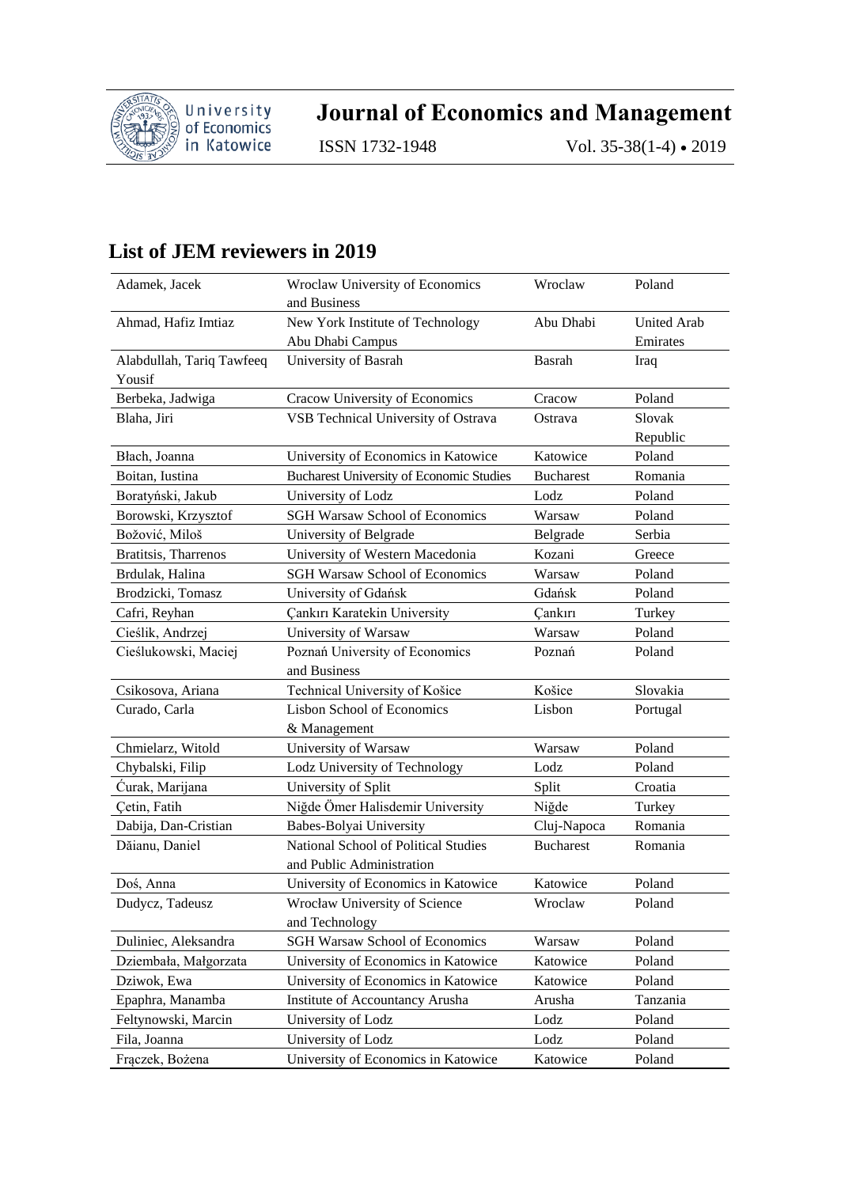## List of JEM reviewers in 2019

| | | | |
|---|---|---|---|
| Adamek, Jacek | Wroclaw University of Economics and Business | Wroclaw | Poland |
| Ahmad, Hafiz Imtiaz | New York Institute of Technology Abu Dhabi Campus | Abu Dhabi | United Arab Emirates |
| Alabdullah, Tariq Tawfeeq Yousif | University of Basrah | Basrah | Iraq |
| Berbeka, Jadwiga | Cracow University of Economics | Cracow | Poland |
| Blaha, Jiri | VSB Technical University of Ostrava | Ostrava | Slovak Republic |
| Błach, Joanna | University of Economics in Katowice | Katowice | Poland |
| Boitan, Iustina | Bucharest University of Economic Studies | Bucharest | Romania |
| Boratyński, Jakub | University of Lodz | Lodz | Poland |
| Borowski, Krzysztof | SGH Warsaw School of Economics | Warsaw | Poland |
| Božović, Miloš | University of Belgrade | Belgrade | Serbia |
| Bratitsis, Tharrenos | University of Western Macedonia | Kozani | Greece |
| Brdulak, Halina | SGH Warsaw School of Economics | Warsaw | Poland |
| Brodzicki, Tomasz | University of Gdańsk | Gdańsk | Poland |
| Cafri, Reyhan | Çankırı Karatekin University | Çankırı | Turkey |
| Cieślik, Andrzej | University of Warsaw | Warsaw | Poland |
| Cieślukowski, Maciej | Poznań University of Economics and Business | Poznań | Poland |
| Csikosova, Ariana | Technical University of Košice | Košice | Slovakia |
| Curado, Carla | Lisbon School of Economics & Management | Lisbon | Portugal |
| Chmielarz, Witold | University of Warsaw | Warsaw | Poland |
| Chybalski, Filip | Lodz University of Technology | Lodz | Poland |
| Ćurak, Marijana | University of Split | Split | Croatia |
| Çetin, Fatih | Niğde Ömer Halisdemir University | Niğde | Turkey |
| Dabija, Dan-Cristian | Babes-Bolyai University | Cluj-Napoca | Romania |
| Dăianu, Daniel | National School of Political Studies and Public Administration | Bucharest | Romania |
| Doś, Anna | University of Economics in Katowice | Katowice | Poland |
| Dudycz, Tadeusz | Wrocław University of Science and Technology | Wroclaw | Poland |
| Duliniec, Aleksandra | SGH Warsaw School of Economics | Warsaw | Poland |
| Dziembała, Małgorzata | University of Economics in Katowice | Katowice | Poland |
| Dziwok, Ewa | University of Economics in Katowice | Katowice | Poland |
| Epaphra, Manamba | Institute of Accountancy Arusha | Arusha | Tanzania |
| Feltynowski, Marcin | University of Lodz | Lodz | Poland |
| Fila, Joanna | University of Lodz | Lodz | Poland |
| Frączek, Bożena | University of Economics in Katowice | Katowice | Poland |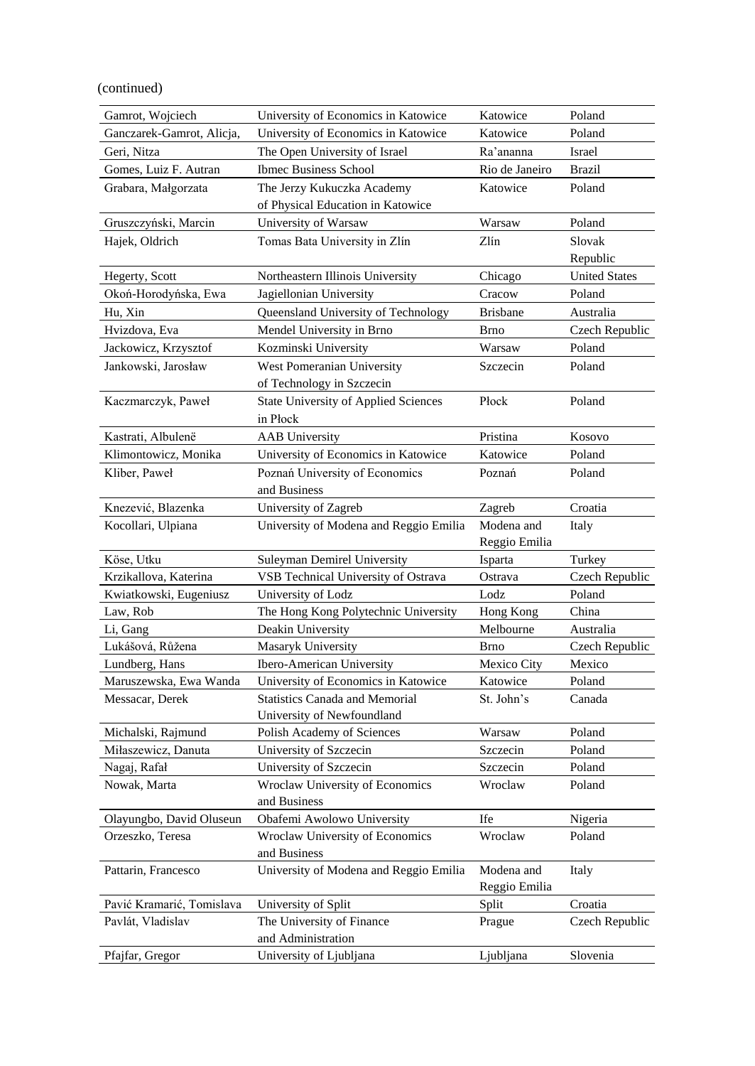(continued)

| | | | |
|---|---|---|---|
| Gamrot, Wojciech | University of Economics in Katowice | Katowice | Poland |
| Ganczarek-Gamrot, Alicja, | University of Economics in Katowice | Katowice | Poland |
| Geri, Nitza | The Open University of Israel | Ra'ananna | Israel |
| Gomes, Luiz F. Autran | Ibmec Business School | Rio de Janeiro | Brazil |
| Grabara, Małgorzata | The Jerzy Kukuczka Academy of Physical Education in Katowice | Katowice | Poland |
| Gruszczyński, Marcin | University of Warsaw | Warsaw | Poland |
| Hajek, Oldrich | Tomas Bata University in Zlín | Zlín | Slovak Republic |
| Hegerty, Scott | Northeastern Illinois University | Chicago | United States |
| Okoń-Horodyńska, Ewa | Jagiellonian University | Cracow | Poland |
| Hu, Xin | Queensland University of Technology | Brisbane | Australia |
| Hvizdova, Eva | Mendel University in Brno | Brno | Czech Republic |
| Jackowicz, Krzysztof | Kozminski University | Warsaw | Poland |
| Jankowski, Jarosław | West Pomeranian University of Technology in Szczecin | Szczecin | Poland |
| Kaczmarczyk, Paweł | State University of Applied Sciences in Płock | Płock | Poland |
| Kastrati, Albulenë | AAB University | Pristina | Kosovo |
| Klimontowicz, Monika | University of Economics in Katowice | Katowice | Poland |
| Kliber, Paweł | Poznań University of Economics and Business | Poznań | Poland |
| Knezević, Blazenka | University of Zagreb | Zagreb | Croatia |
| Kocollari, Ulpiana | University of Modena and Reggio Emilia | Modena and Reggio Emilia | Italy |
| Köse, Utku | Suleyman Demirel University | Isparta | Turkey |
| Krzikallova, Katerina | VSB Technical University of Ostrava | Ostrava | Czech Republic |
| Kwiatkowski, Eugeniusz | University of Lodz | Lodz | Poland |
| Law, Rob | The Hong Kong Polytechnic University | Hong Kong | China |
| Li, Gang | Deakin University | Melbourne | Australia |
| Lukášová, Růžena | Masaryk University | Brno | Czech Republic |
| Lundberg, Hans | Ibero-American University | Mexico City | Mexico |
| Maruszewska, Ewa Wanda | University of Economics in Katowice | Katowice | Poland |
| Messacar, Derek | Statistics Canada and Memorial University of Newfoundland | St. John's | Canada |
| Michalski, Rajmund | Polish Academy of Sciences | Warsaw | Poland |
| Miłaszewicz, Danuta | University of Szczecin | Szczecin | Poland |
| Nagaj, Rafał | University of Szczecin | Szczecin | Poland |
| Nowak, Marta | Wroclaw University of Economics and Business | Wroclaw | Poland |
| Olayungbo, David Oluseun | Obafemi Awolowo University | Ife | Nigeria |
| Orzeszko, Teresa | Wroclaw University of Economics and Business | Wroclaw | Poland |
| Pattarin, Francesco | University of Modena and Reggio Emilia | Modena and Reggio Emilia | Italy |
| Pavić Kramarić, Tomislava | University of Split | Split | Croatia |
| Pavlát, Vladislav | The University of Finance and Administration | Prague | Czech Republic |
| Pfajfar, Gregor | University of Ljubljana | Ljubljana | Slovenia |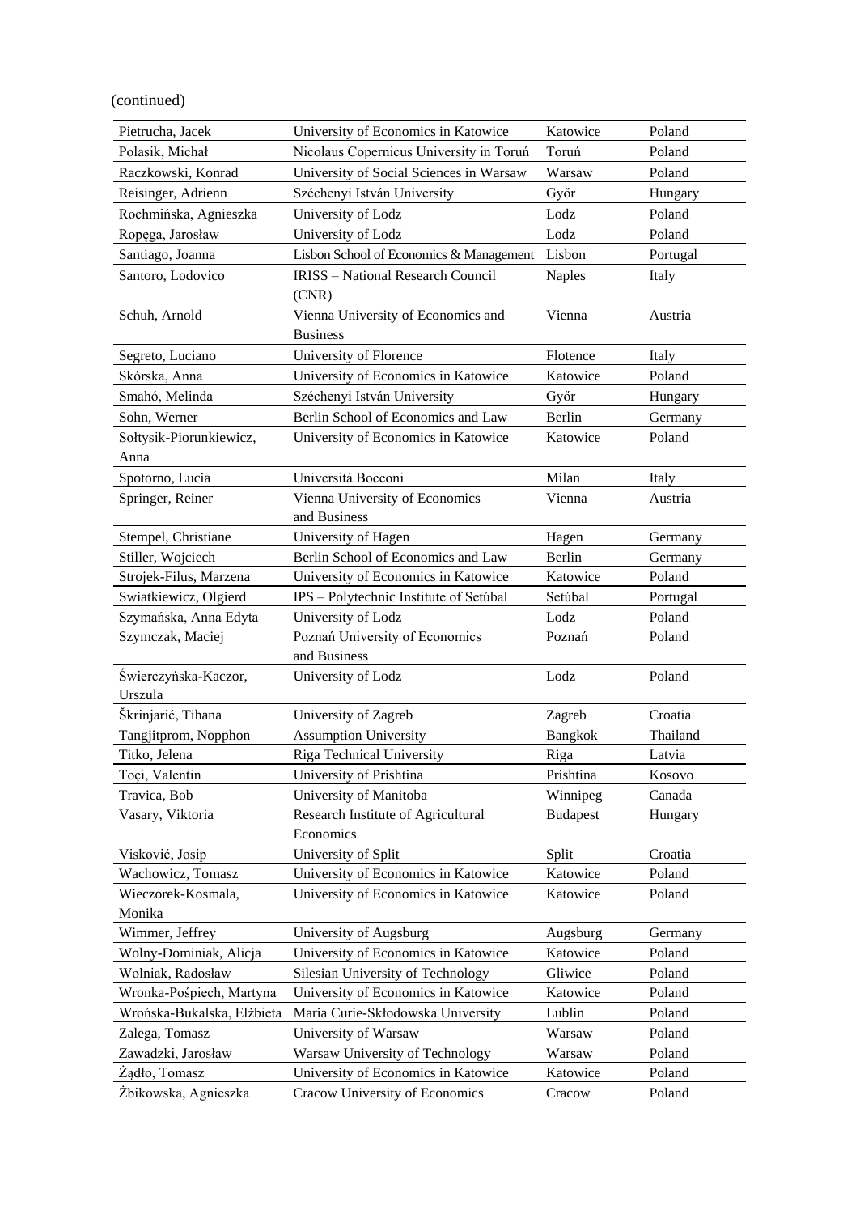(continued)

| | | | |
|---|---|---|---|
| Pietrucha, Jacek | University of Economics in Katowice | Katowice | Poland |
| Polasik, Michał | Nicolaus Copernicus University in Toruń | Toruń | Poland |
| Raczkowski, Konrad | University of Social Sciences in Warsaw | Warsaw | Poland |
| Reisinger, Adrienn | Széchenyi István University | Győr | Hungary |
| Rochmińska, Agnieszka | University of Lodz | Lodz | Poland |
| Ropęga, Jarosław | University of Lodz | Lodz | Poland |
| Santiago, Joanna | Lisbon School of Economics & Management | Lisbon | Portugal |
| Santoro, Lodovico | IRISS – National Research Council (CNR) | Naples | Italy |
| Schuh, Arnold | Vienna University of Economics and Business | Vienna | Austria |
| Segreto, Luciano | University of Florence | Flotence | Italy |
| Skórska, Anna | University of Economics in Katowice | Katowice | Poland |
| Smahó, Melinda | Széchenyi István University | Győr | Hungary |
| Sohn, Werner | Berlin School of Economics and Law | Berlin | Germany |
| Sołtysik-Piorunkiewicz, Anna | University of Economics in Katowice | Katowice | Poland |
| Spotorno, Lucia | Università Bocconi | Milan | Italy |
| Springer, Reiner | Vienna University of Economics and Business | Vienna | Austria |
| Stempel, Christiane | University of Hagen | Hagen | Germany |
| Stiller, Wojciech | Berlin School of Economics and Law | Berlin | Germany |
| Strojek-Filus, Marzena | University of Economics in Katowice | Katowice | Poland |
| Swiatkiewicz, Olgierd | IPS – Polytechnic Institute of Setúbal | Setúbal | Portugal |
| Szymańska, Anna Edyta | University of Lodz | Lodz | Poland |
| Szymczak, Maciej | Poznań University of Economics and Business | Poznań | Poland |
| Świerczyńska-Kaczor, Urszula | University of Lodz | Lodz | Poland |
| Škrinjarić, Tihana | University of Zagreb | Zagreb | Croatia |
| Tangjitprom, Nopphon | Assumption University | Bangkok | Thailand |
| Titko, Jelena | Riga Technical University | Riga | Latvia |
| Toçi, Valentin | University of Prishtina | Prishtina | Kosovo |
| Travica, Bob | University of Manitoba | Winnipeg | Canada |
| Vasary, Viktoria | Research Institute of Agricultural Economics | Budapest | Hungary |
| Visković, Josip | University of Split | Split | Croatia |
| Wachowicz, Tomasz | University of Economics in Katowice | Katowice | Poland |
| Wieczorek-Kosmala, Monika | University of Economics in Katowice | Katowice | Poland |
| Wimmer, Jeffrey | University of Augsburg | Augsburg | Germany |
| Wolny-Dominiak, Alicja | University of Economics in Katowice | Katowice | Poland |
| Wolniak, Radosław | Silesian University of Technology | Gliwice | Poland |
| Wronka-Pośpiech, Martyna | University of Economics in Katowice | Katowice | Poland |
| Wrońska-Bukalska, Elżbieta | Maria Curie-Skłodowska University | Lublin | Poland |
| Zalega, Tomasz | University of Warsaw | Warsaw | Poland |
| Zawadzki, Jarosław | Warsaw University of Technology | Warsaw | Poland |
| Żądło, Tomasz | University of Economics in Katowice | Katowice | Poland |
| Żbikowska, Agnieszka | Cracow University of Economics | Cracow | Poland |